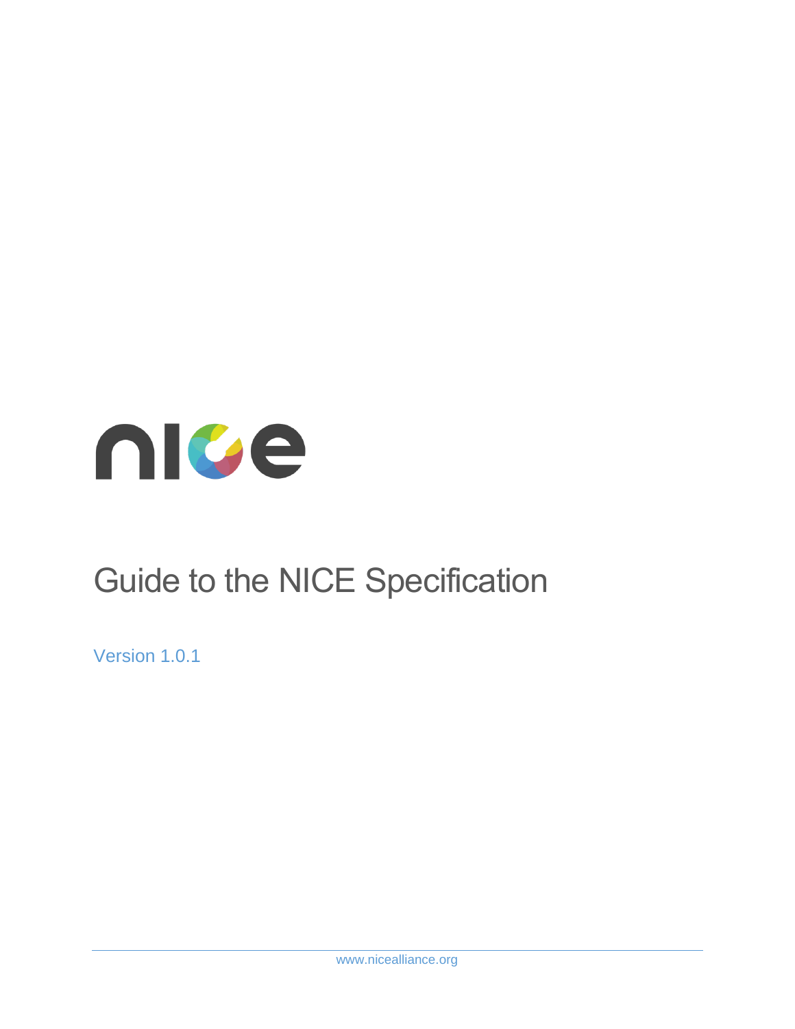# Guide to the NICE Specification

Version 1.0.1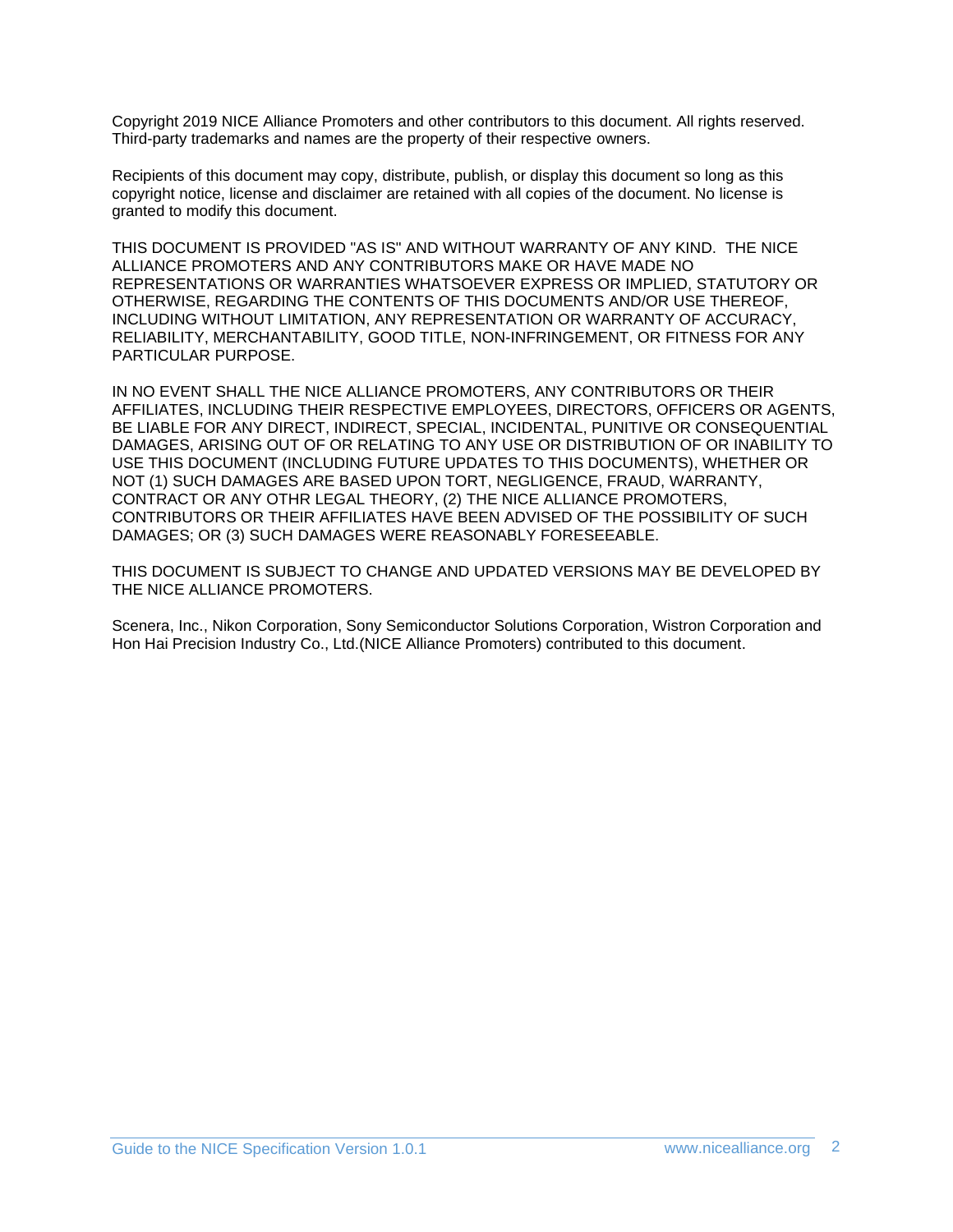Copyright 2019 NICE Alliance Promoters and other contributors to this document. All rights reserved. Third-party trademarks and names are the property of their respective owners.

Recipients of this document may copy, distribute, publish, or display this document so long as this copyright notice, license and disclaimer are retained with all copies of the document. No license is granted to modify this document.

THIS DOCUMENT IS PROVIDED "AS IS" AND WITHOUT WARRANTY OF ANY KIND. THE NICE ALLIANCE PROMOTERS AND ANY CONTRIBUTORS MAKE OR HAVE MADE NO REPRESENTATIONS OR WARRANTIES WHATSOEVER EXPRESS OR IMPLIED, STATUTORY OR OTHERWISE, REGARDING THE CONTENTS OF THIS DOCUMENTS AND/OR USE THEREOF, INCLUDING WITHOUT LIMITATION, ANY REPRESENTATION OR WARRANTY OF ACCURACY, RELIABILITY, MERCHANTABILITY, GOOD TITLE, NON-INFRINGEMENT, OR FITNESS FOR ANY PARTICULAR PURPOSE.

IN NO EVENT SHALL THE NICE ALLIANCE PROMOTERS, ANY CONTRIBUTORS OR THEIR AFFILIATES, INCLUDING THEIR RESPECTIVE EMPLOYEES, DIRECTORS, OFFICERS OR AGENTS, BE LIABLE FOR ANY DIRECT, INDIRECT, SPECIAL, INCIDENTAL, PUNITIVE OR CONSEQUENTIAL DAMAGES, ARISING OUT OF OR RELATING TO ANY USE OR DISTRIBUTION OF OR INABILITY TO USE THIS DOCUMENT (INCLUDING FUTURE UPDATES TO THIS DOCUMENTS), WHETHER OR NOT (1) SUCH DAMAGES ARE BASED UPON TORT, NEGLIGENCE, FRAUD, WARRANTY, CONTRACT OR ANY OTHR LEGAL THEORY, (2) THE NICE ALLIANCE PROMOTERS, CONTRIBUTORS OR THEIR AFFILIATES HAVE BEEN ADVISED OF THE POSSIBILITY OF SUCH DAMAGES; OR (3) SUCH DAMAGES WERE REASONABLY FORESEEABLE.

THIS DOCUMENT IS SUBJECT TO CHANGE AND UPDATED VERSIONS MAY BE DEVELOPED BY THE NICE ALLIANCE PROMOTERS.

Scenera, Inc., Nikon Corporation, Sony Semiconductor Solutions Corporation, Wistron Corporation and Hon Hai Precision Industry Co., Ltd.(NICE Alliance Promoters) contributed to this document.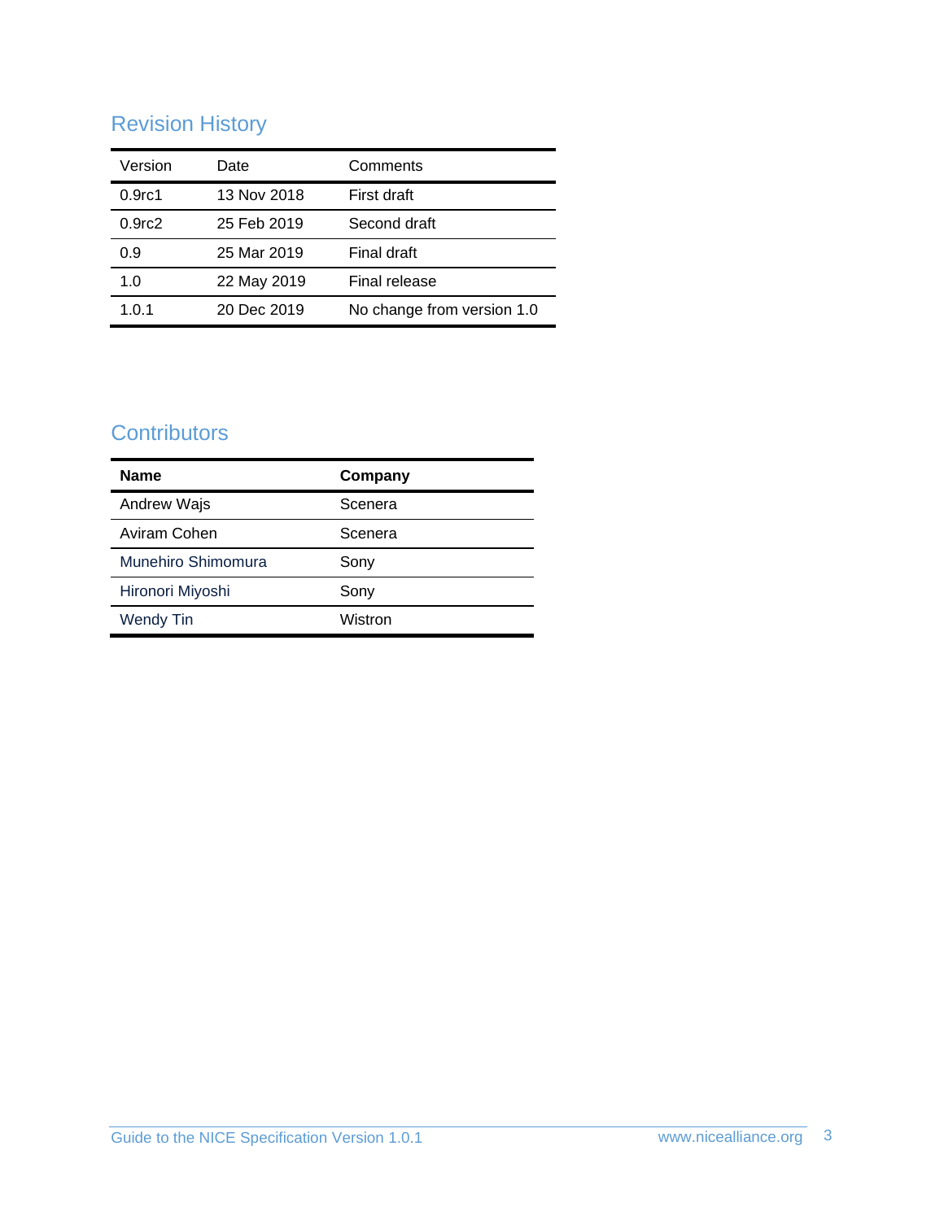## Revision History

| Version | Date | Comments |
|---|---|---|
| 0.9rc1 | 13 Nov 2018 | First draft |
| 0.9rc2 | 25 Feb 2019 | Second draft |
| 0.9 | 25 Mar 2019 | Final draft |
| 1.0 | 22 May 2019 | Final release |
| 1.0.1 | 20 Dec 2019 | No change from version 1.0 |

## Contributors

| **Name** | **Company** |
|---|---|
| Andrew Wajs | Scenera |
| Aviram Cohen | Scenera |
| Munehiro Shimomura | Sony |
| Hironori Miyoshi | Sony |
| Wendy Tin | Wistron |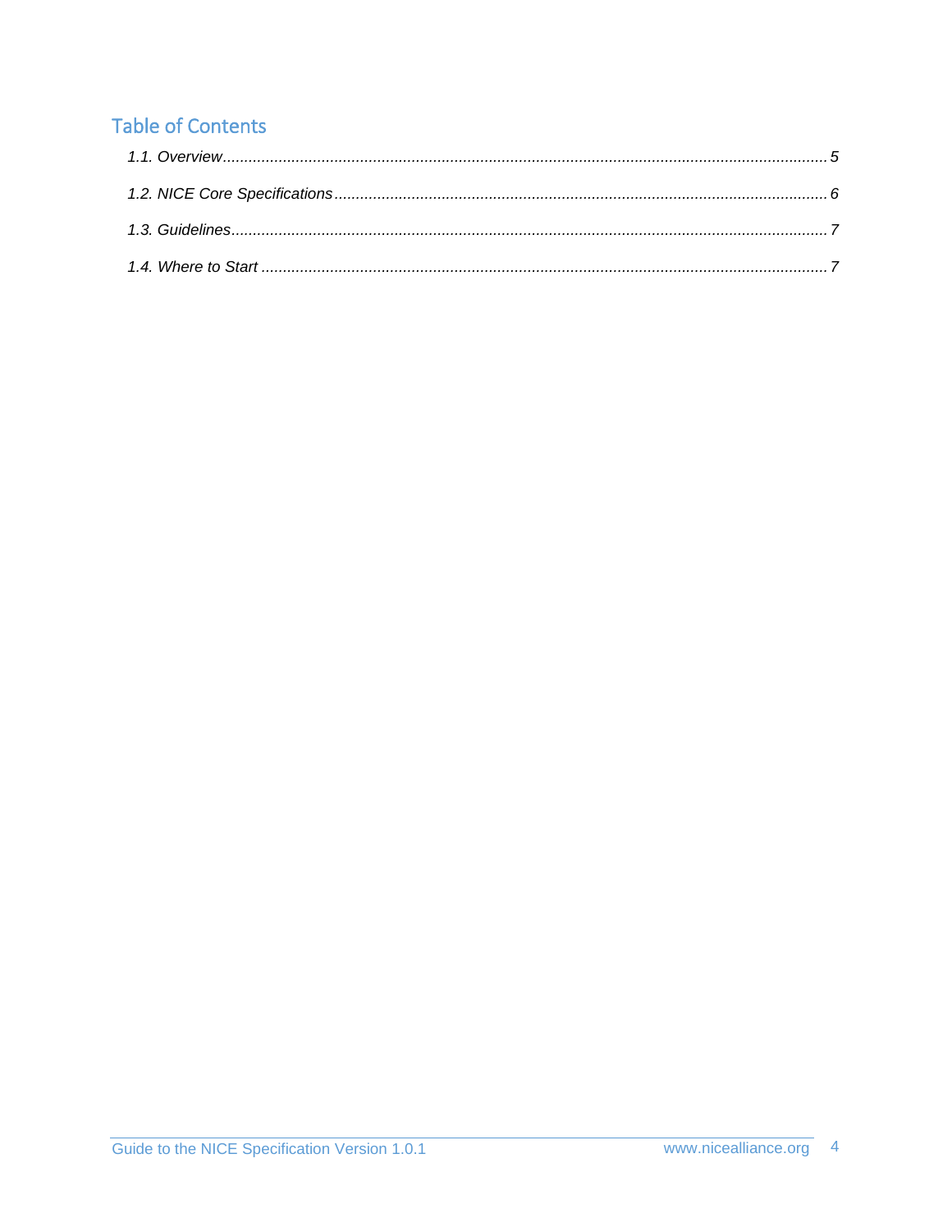## Table of Contents

*1.1. Overview* ........................................................................................................................... *5*

*1.2. NICE Core Specifications* ................................................................................................. *6*

*1.3. Guidelines* ......................................................................................................................... *7*

*1.4. Where to Start* ................................................................................................................... *7*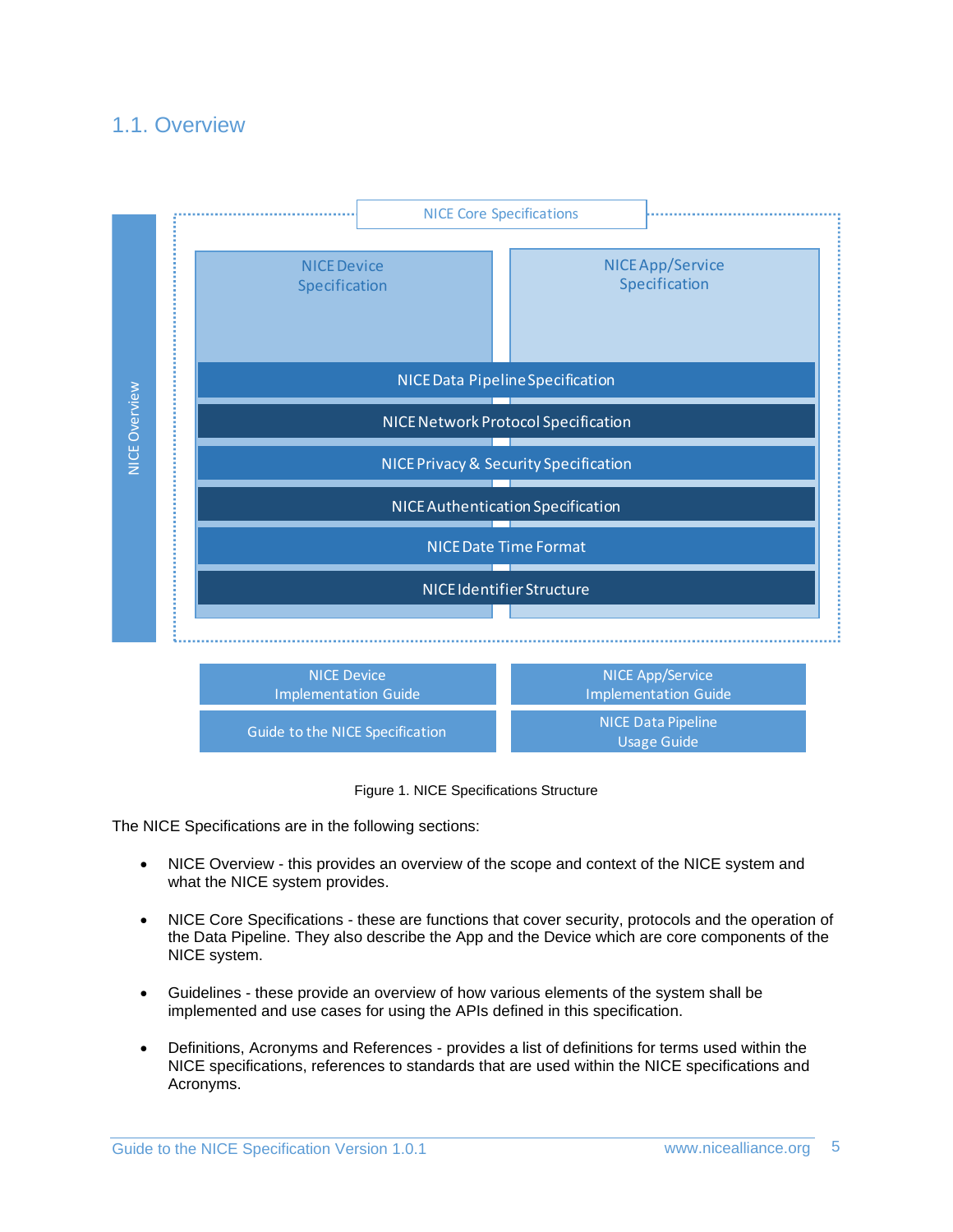## 1.1. Overview

NICE Core Specifications

NICE Overview

NICE Device Specification

NICE App/Service Specification

NICE Data Pipeline Specification

NICE Network Protocol Specification

NICE Privacy & Security Specification

NICE Authentication Specification

NICE Date Time Format

NICE Identifier Structure

NICE Device Implementation Guide

NICE App/Service Implementation Guide

Guide to the NICE Specification

NICE Data Pipeline Usage Guide

Figure 1. NICE Specifications Structure

The NICE Specifications are in the following sections:

- NICE Overview - this provides an overview of the scope and context of the NICE system and what the NICE system provides.
- NICE Core Specifications - these are functions that cover security, protocols and the operation of the Data Pipeline. They also describe the App and the Device which are core components of the NICE system.
- Guidelines - these provide an overview of how various elements of the system shall be implemented and use cases for using the APIs defined in this specification.
- Definitions, Acronyms and References - provides a list of definitions for terms used within the NICE specifications, references to standards that are used within the NICE specifications and Acronyms.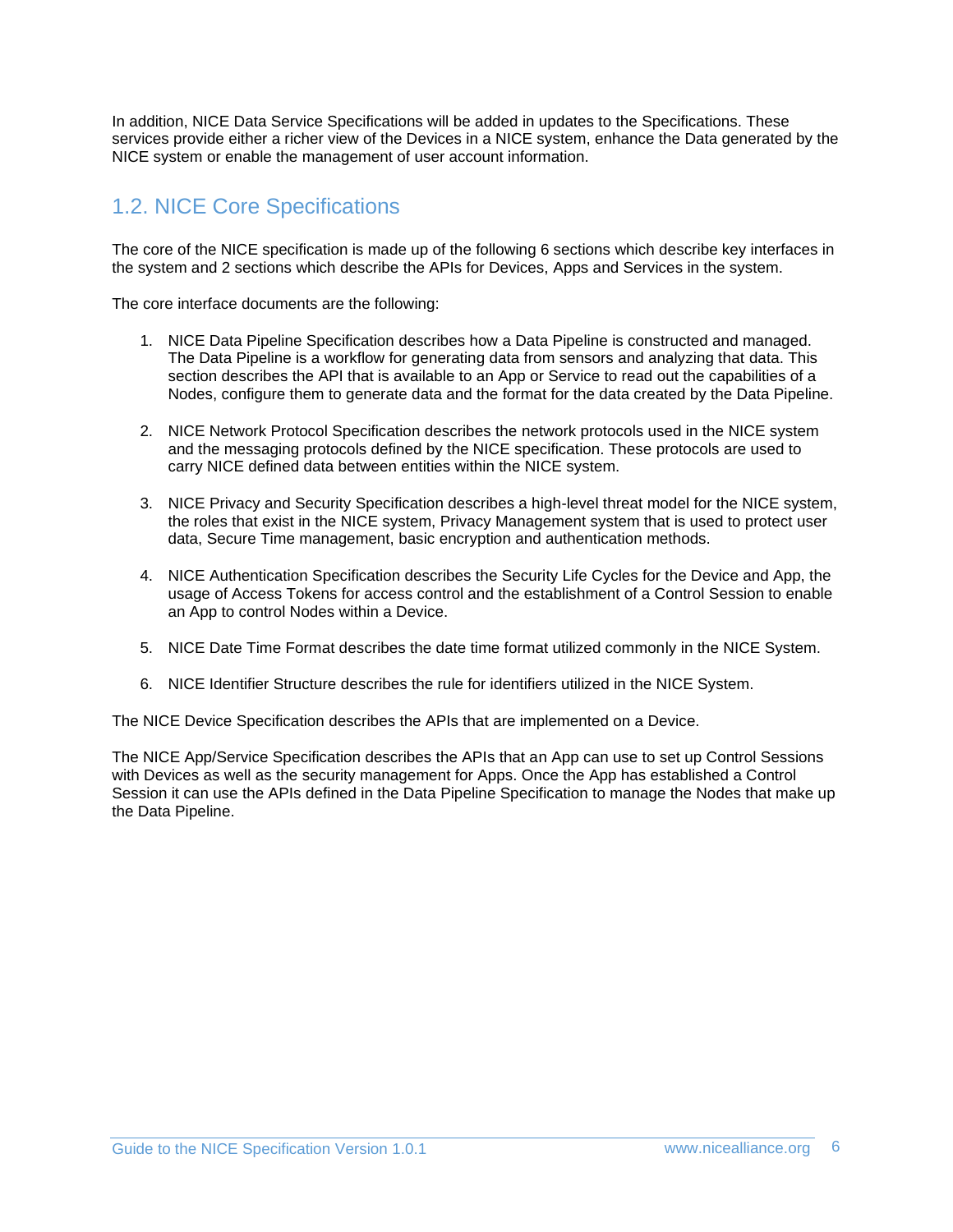In addition, NICE Data Service Specifications will be added in updates to the Specifications. These services provide either a richer view of the Devices in a NICE system, enhance the Data generated by the NICE system or enable the management of user account information.

## 1.2. NICE Core Specifications

The core of the NICE specification is made up of the following 6 sections which describe key interfaces in the system and 2 sections which describe the APIs for Devices, Apps and Services in the system.

The core interface documents are the following:

1. NICE Data Pipeline Specification describes how a Data Pipeline is constructed and managed. The Data Pipeline is a workflow for generating data from sensors and analyzing that data. This section describes the API that is available to an App or Service to read out the capabilities of a Nodes, configure them to generate data and the format for the data created by the Data Pipeline.

2. NICE Network Protocol Specification describes the network protocols used in the NICE system and the messaging protocols defined by the NICE specification. These protocols are used to carry NICE defined data between entities within the NICE system.

3. NICE Privacy and Security Specification describes a high-level threat model for the NICE system, the roles that exist in the NICE system, Privacy Management system that is used to protect user data, Secure Time management, basic encryption and authentication methods.

4. NICE Authentication Specification describes the Security Life Cycles for the Device and App, the usage of Access Tokens for access control and the establishment of a Control Session to enable an App to control Nodes within a Device.

5. NICE Date Time Format describes the date time format utilized commonly in the NICE System.

6. NICE Identifier Structure describes the rule for identifiers utilized in the NICE System.

The NICE Device Specification describes the APIs that are implemented on a Device.

The NICE App/Service Specification describes the APIs that an App can use to set up Control Sessions with Devices as well as the security management for Apps. Once the App has established a Control Session it can use the APIs defined in the Data Pipeline Specification to manage the Nodes that make up the Data Pipeline.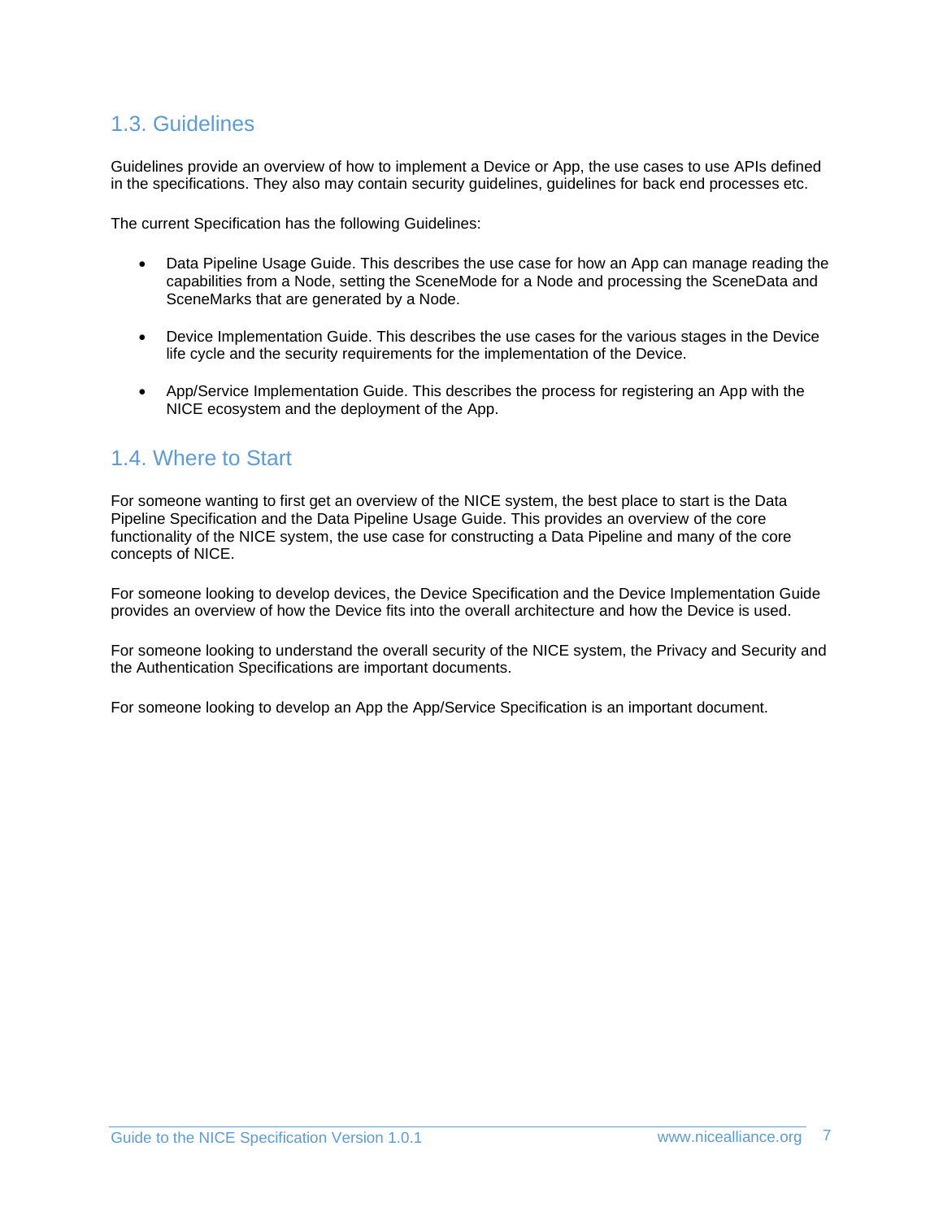## 1.3. Guidelines

Guidelines provide an overview of how to implement a Device or App, the use cases to use APIs defined in the specifications. They also may contain security guidelines, guidelines for back end processes etc.

The current Specification has the following Guidelines:

- Data Pipeline Usage Guide. This describes the use case for how an App can manage reading the capabilities from a Node, setting the SceneMode for a Node and processing the SceneData and SceneMarks that are generated by a Node.
- Device Implementation Guide. This describes the use cases for the various stages in the Device life cycle and the security requirements for the implementation of the Device.
- App/Service Implementation Guide. This describes the process for registering an App with the NICE ecosystem and the deployment of the App.

## 1.4. Where to Start

For someone wanting to first get an overview of the NICE system, the best place to start is the Data Pipeline Specification and the Data Pipeline Usage Guide. This provides an overview of the core functionality of the NICE system, the use case for constructing a Data Pipeline and many of the core concepts of NICE.

For someone looking to develop devices, the Device Specification and the Device Implementation Guide provides an overview of how the Device fits into the overall architecture and how the Device is used.

For someone looking to understand the overall security of the NICE system, the Privacy and Security and the Authentication Specifications are important documents.

For someone looking to develop an App the App/Service Specification is an important document.